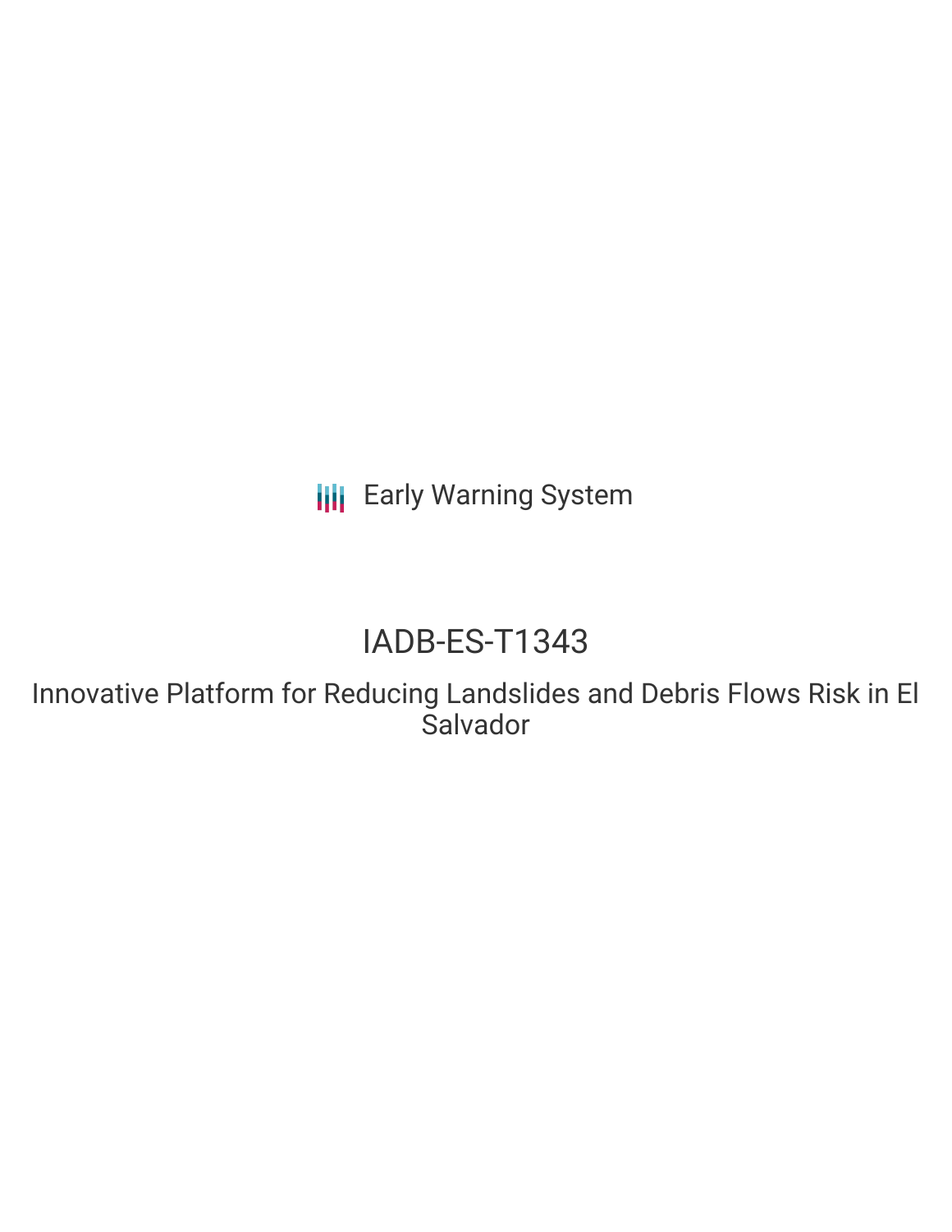Early Warning System

# IADB-ES-T1343

## Innovative Platform for Reducing Landslides and Debris Flows Risk in El Salvador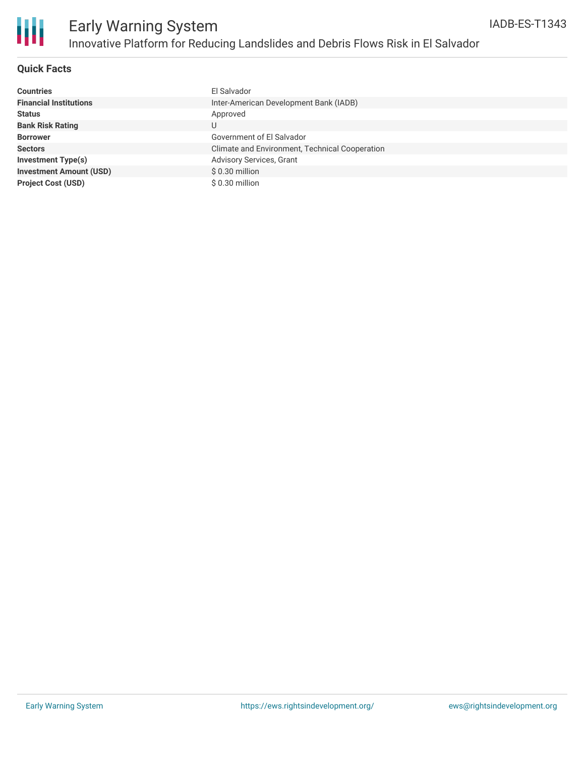# Early Warning System

## Innovative Platform for Reducing Landslides and Debris Flows Risk in El Salvador

IADB-ES-T1343

### Quick Facts

| | |
|---|---|
| **Countries** | El Salvador |
| **Financial Institutions** | Inter-American Development Bank (IADB) |
| **Status** | Approved |
| **Bank Risk Rating** | U |
| **Borrower** | Government of El Salvador |
| **Sectors** | Climate and Environment, Technical Cooperation |
| **Investment Type(s)** | Advisory Services, Grant |
| **Investment Amount (USD)** | $ 0.30 million |
| **Project Cost (USD)** | $ 0.30 million |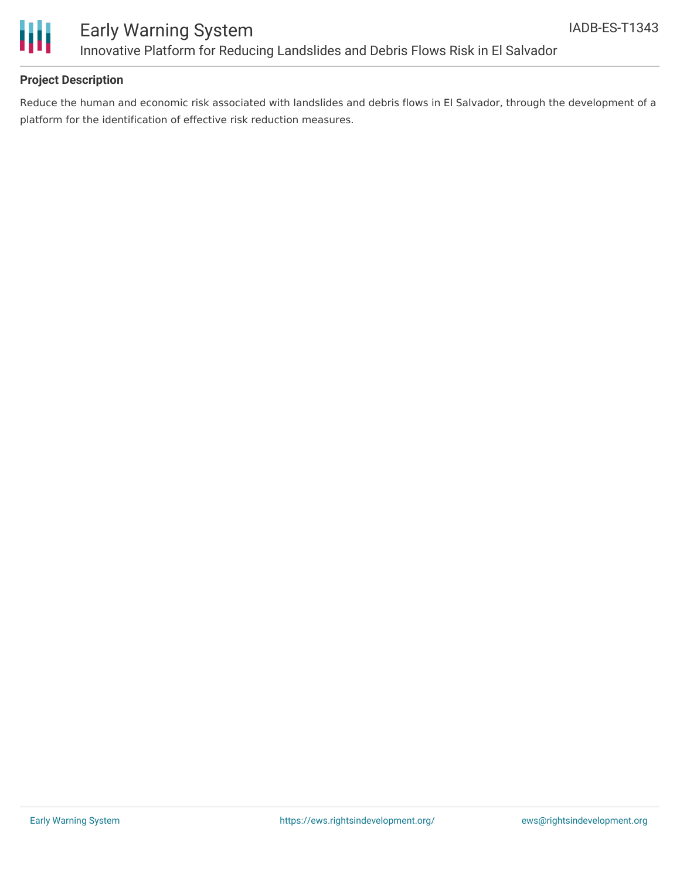**Project Description**

Reduce the human and economic risk associated with landslides and debris flows in El Salvador, through the development of a platform for the identification of effective risk reduction measures.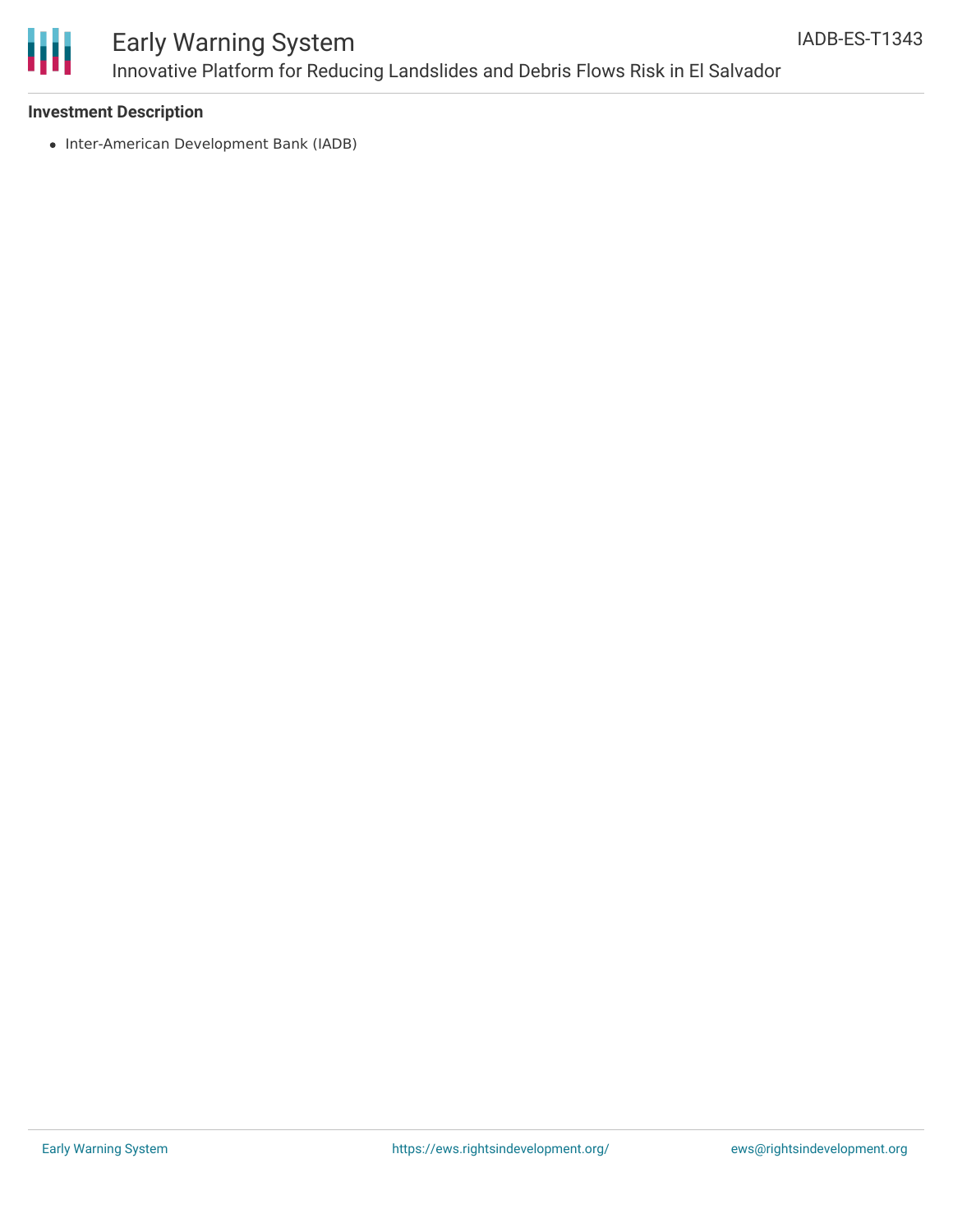**Investment Description**

- Inter-American Development Bank (IADB)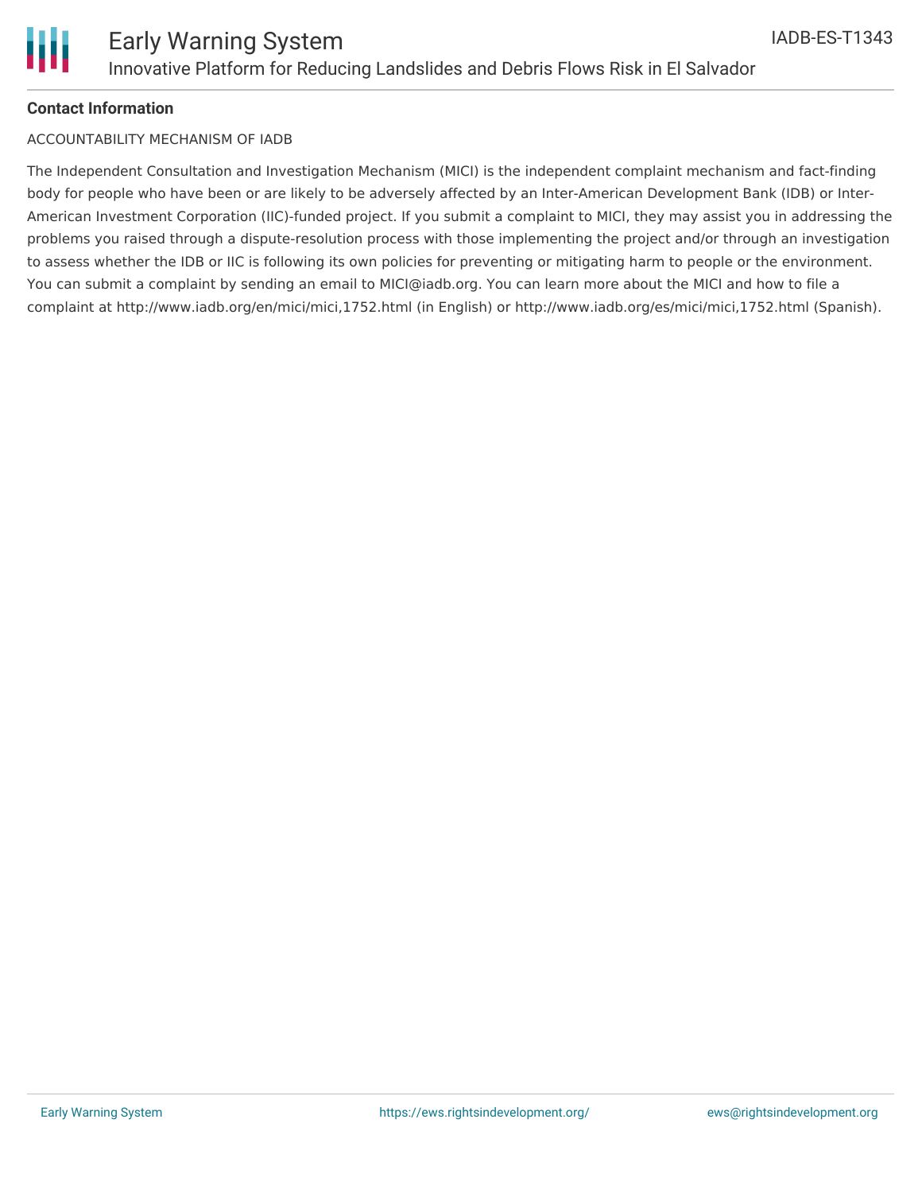**Contact Information**

ACCOUNTABILITY MECHANISM OF IADB

The Independent Consultation and Investigation Mechanism (MICI) is the independent complaint mechanism and fact-finding body for people who have been or are likely to be adversely affected by an Inter-American Development Bank (IDB) or Inter-American Investment Corporation (IIC)-funded project. If you submit a complaint to MICI, they may assist you in addressing the problems you raised through a dispute-resolution process with those implementing the project and/or through an investigation to assess whether the IDB or IIC is following its own policies for preventing or mitigating harm to people or the environment. You can submit a complaint by sending an email to MICI@iadb.org. You can learn more about the MICI and how to file a complaint at http://www.iadb.org/en/mici/mici,1752.html (in English) or http://www.iadb.org/es/mici/mici,1752.html (Spanish).